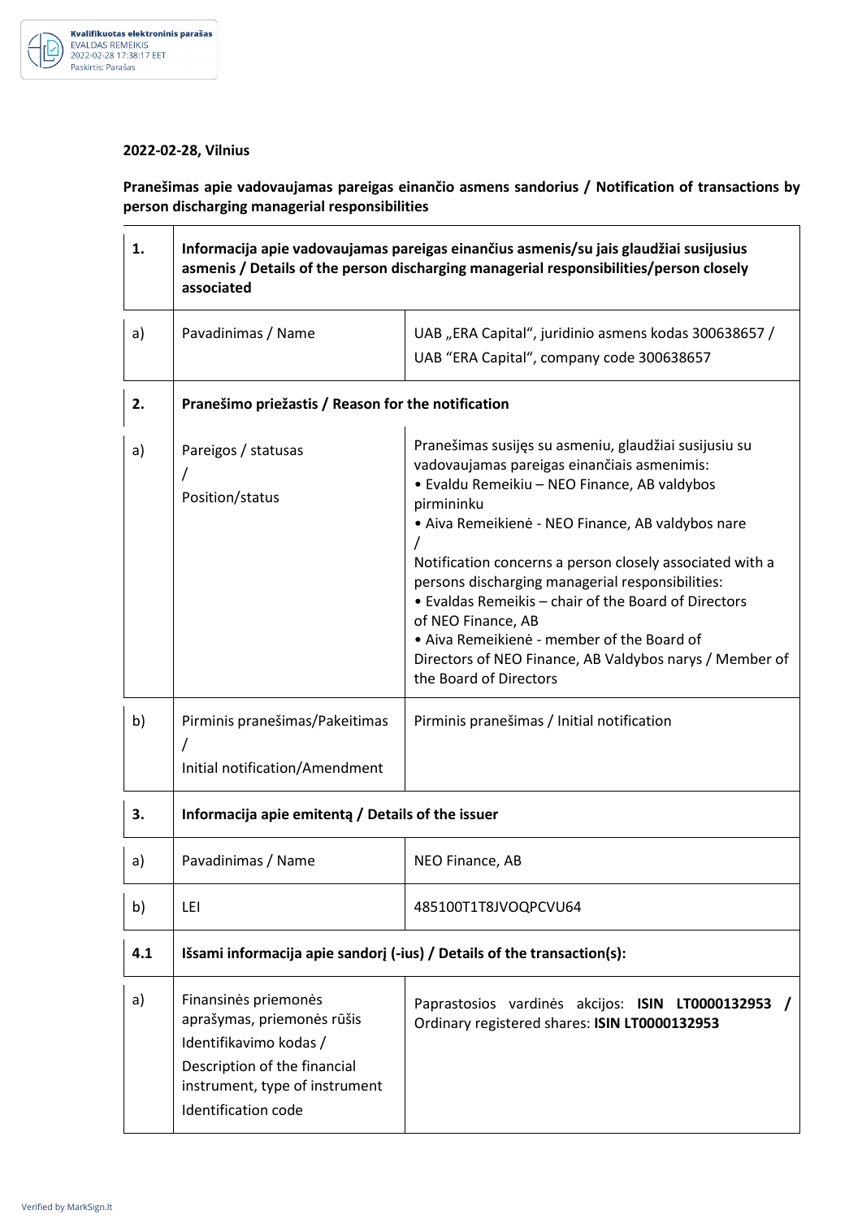**2022-02-28, Vilnius**

**Pranešimas apie vadovaujamas pareigas einančio asmens sandorius / Notification of transactions by person discharging managerial responsibilities**

| **1.** | **Informacija apie vadovaujamas pareigas einančius asmenis/su jais glaudžiai susijusius asmenis / Details of the person discharging managerial responsibilities/person closely associated** | |
|---|---|---|
| a) | Pavadinimas / Name | UAB „ERA Capital", juridinio asmens kodas 300638657 / UAB "ERA Capital", company code 300638657 |
| **2.** | **Pranešimo priežastis / Reason for the notification** | |
| a) | Pareigos / statusas / Position/status | Pranešimas susijęs su asmeniu, glaudžiai susijusiu su vadovaujamas pareigas einančiais asmenimis: • Evaldu Remeikiu – NEO Finance, AB valdybos pirmininku • Aiva Remeikienė - NEO Finance, AB valdybos nare / Notification concerns a person closely associated with a persons discharging managerial responsibilities: • Evaldas Remeikis – chair of the Board of Directors of NEO Finance, AB • Aiva Remeikienė - member of the Board of Directors of NEO Finance, AB Valdybos narys / Member of the Board of Directors |
| b) | Pirminis pranešimas/Pakeitimas / Initial notification/Amendment | Pirminis pranešimas / Initial notification |
| **3.** | **Informacija apie emitentą / Details of the issuer** | |
| a) | Pavadinimas / Name | NEO Finance, AB |
| b) | LEI | 485100T1T8JVOQPCVU64 |
| **4.1** | **Išsami informacija apie sandorį (-ius) / Details of the transaction(s):** | |
| a) | Finansinės priemonės aprašymas, priemonės rūšis Identifikavimo kodas / Description of the financial instrument, type of instrument Identification code | Paprastosios vardinės akcijos: **ISIN LT0000132953 /** Ordinary registered shares: **ISIN LT0000132953** |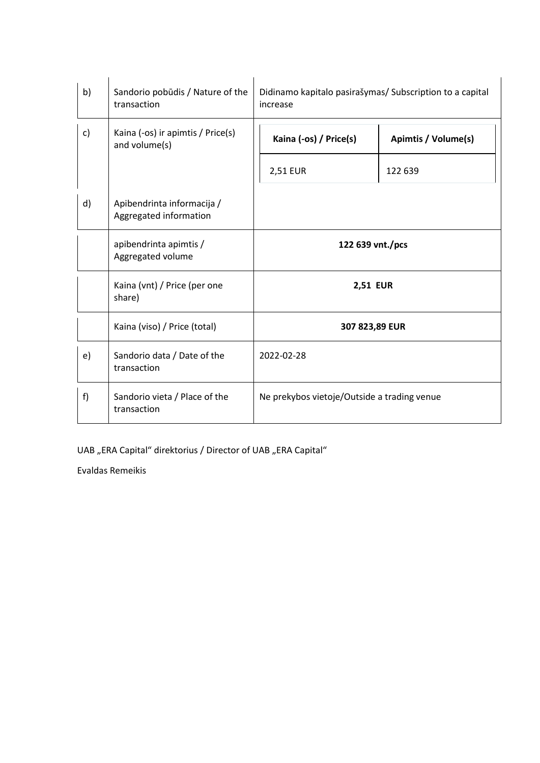| | | |
|---|---|---|
| b) | Sandorio pobūdis / Nature of the transaction | Didinamo kapitalo pasirašymas/ Subscription to a capital increase |
| c) | Kaina (-os) ir apimtis / Price(s) and volume(s) | **Kaina (-os) / Price(s)**: 2,51 EUR; **Apimtis / Volume(s)**: 122 639 |
| d) | Apibendrinta informacija / Aggregated information | |
| | apibendrinta apimtis / Aggregated volume | **122 639 vnt./pcs** |
| | Kaina (vnt) / Price (per one share) | **2,51 EUR** |
| | Kaina (viso) / Price (total) | **307 823,89 EUR** |
| e) | Sandorio data / Date of the transaction | 2022-02-28 |
| f) | Sandorio vieta / Place of the transaction | Ne prekybos vietoje/Outside a trading venue |

UAB „ERA Capital" direktorius / Director of UAB „ERA Capital"

Evaldas Remeikis